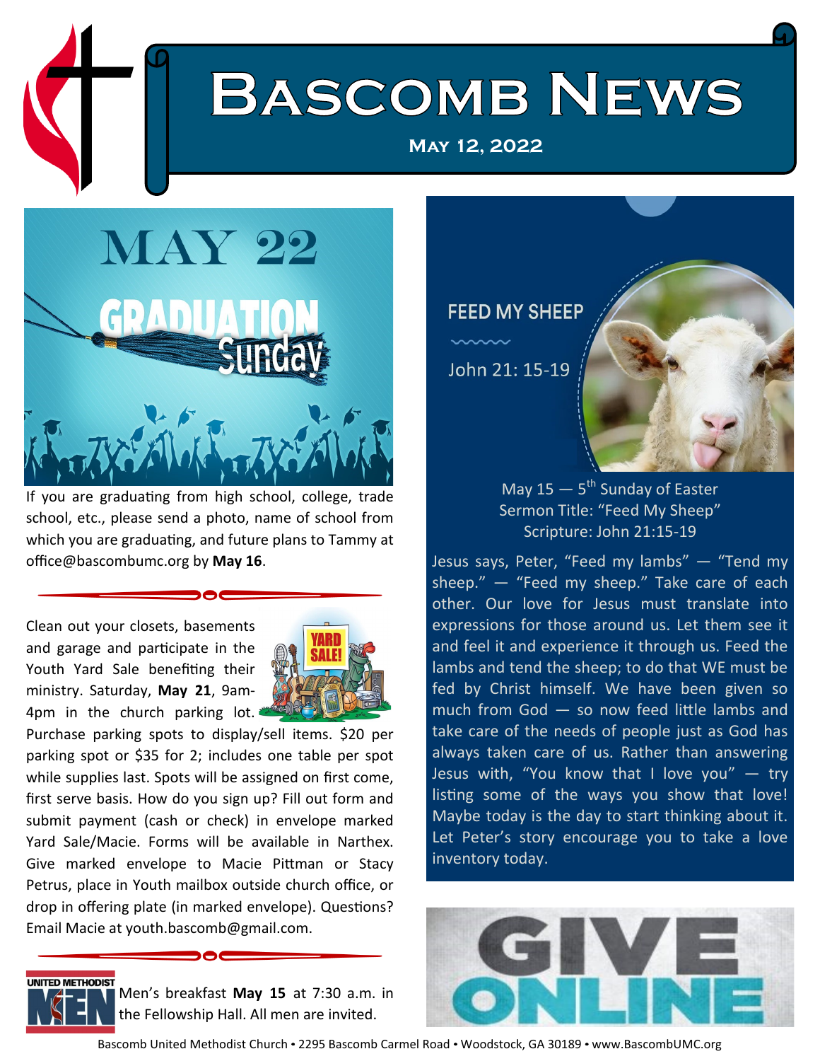# Bascomb News

**May 12, 2022**

MAY 22

GRADUATION Sunday

If you are graduating from high school, college, trade school, etc., please send a photo, name of school from which you are graduating, and future plans to Tammy at office@bascombumc.org by **May 16**.

Clean out your closets, basements and garage and participate in the Youth Yard Sale benefiting their ministry. Saturday, **May 21**, 9am-4pm in the church parking lot. Purchase parking spots to display/sell items. $20 per parking spot or $35 for 2; includes one table per spot while supplies last. Spots will be assigned on first come, first serve basis. How do you sign up? Fill out form and submit payment (cash or check) in envelope marked Yard Sale/Macie. Forms will be available in Narthex. Give marked envelope to Macie Pittman or Stacy Petrus, place in Youth mailbox outside church office, or drop in offering plate (in marked envelope). Questions? Email Macie at youth.bascomb@gmail.com.

Men's breakfast **May 15** at 7:30 a.m. in the Fellowship Hall. All men are invited.

## FEED MY SHEEP

John 21: 15-19

May 15 — 5th Sunday of Easter
Sermon Title: "Feed My Sheep"
Scripture: John 21:15-19

Jesus says, Peter, "Feed my lambs" — "Tend my sheep." — "Feed my sheep." Take care of each other. Our love for Jesus must translate into expressions for those around us. Let them see it and feel it and experience it through us. Feed the lambs and tend the sheep; to do that WE must be fed by Christ himself. We have been given so much from God — so now feed little lambs and take care of the needs of people just as God has always taken care of us. Rather than answering Jesus with, "You know that I love you" — try listing some of the ways you show that love! Maybe today is the day to start thinking about it. Let Peter's story encourage you to take a love inventory today.

GIVE ONLINE

Bascomb United Methodist Church • 2295 Bascomb Carmel Road • Woodstock, GA 30189 • www.BascombUMC.org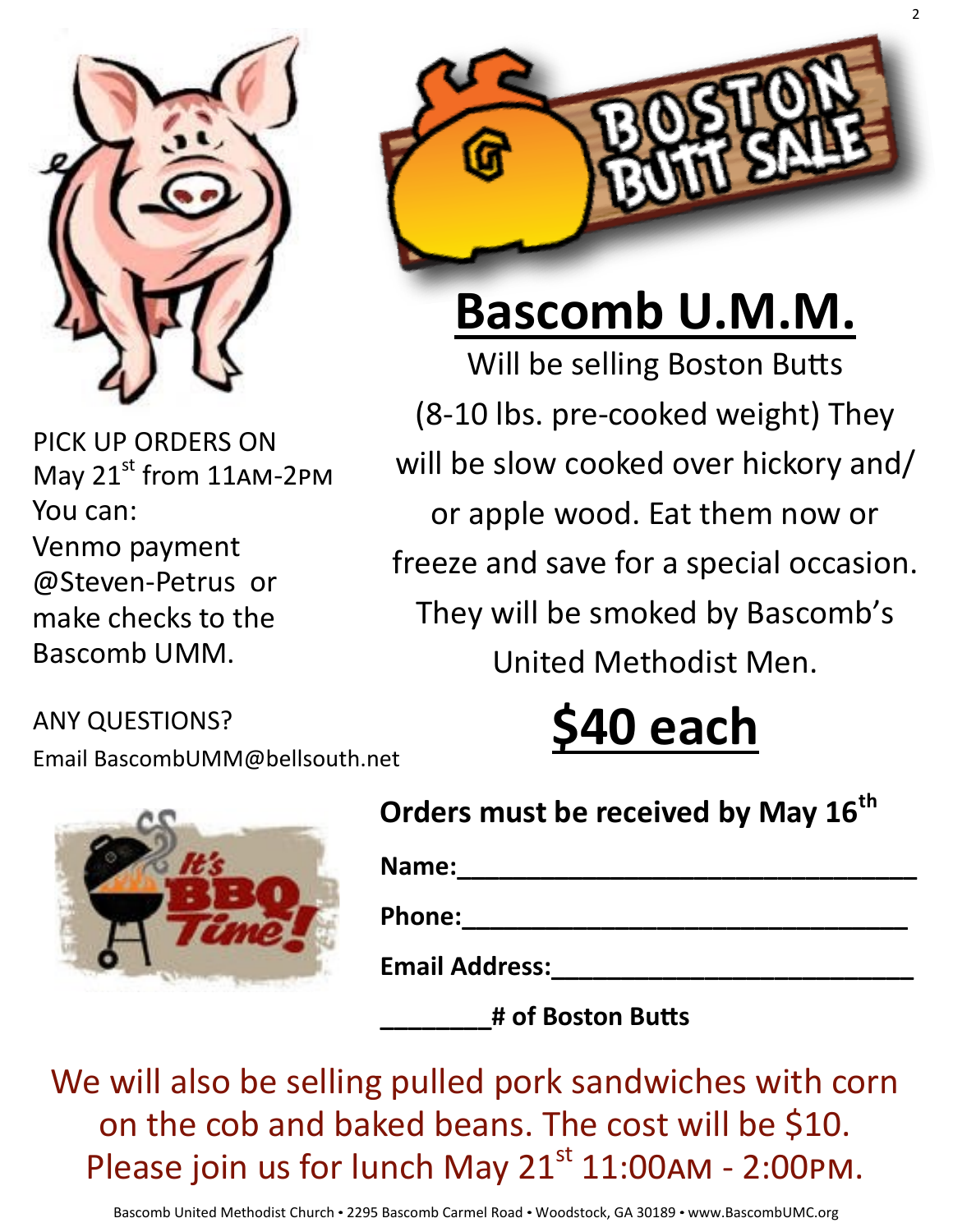# Bascomb U.M.M.

Will be selling Boston Butts (8-10 lbs. pre-cooked weight) They will be slow cooked over hickory and/or apple wood. Eat them now or freeze and save for a special occasion. They will be smoked by Bascomb's United Methodist Men.

## $40 each

PICK UP ORDERS ON May 21st from 11AM-2PM

You can:
Venmo payment @Steven-Petrus or make checks to the Bascomb UMM.

ANY QUESTIONS?
Email BascombUMM@bellsouth.net

**Orders must be received by May 16th**

**Name:**________________________________

**Phone:**_______________________________

**Email Address:**_________________________

________**# of Boston Butts**

We will also be selling pulled pork sandwiches with corn on the cob and baked beans. The cost will be $10. Please join us for lunch May 21st 11:00AM - 2:00PM.

Bascomb United Methodist Church • 2295 Bascomb Carmel Road • Woodstock, GA 30189 • www.BascombUMC.org